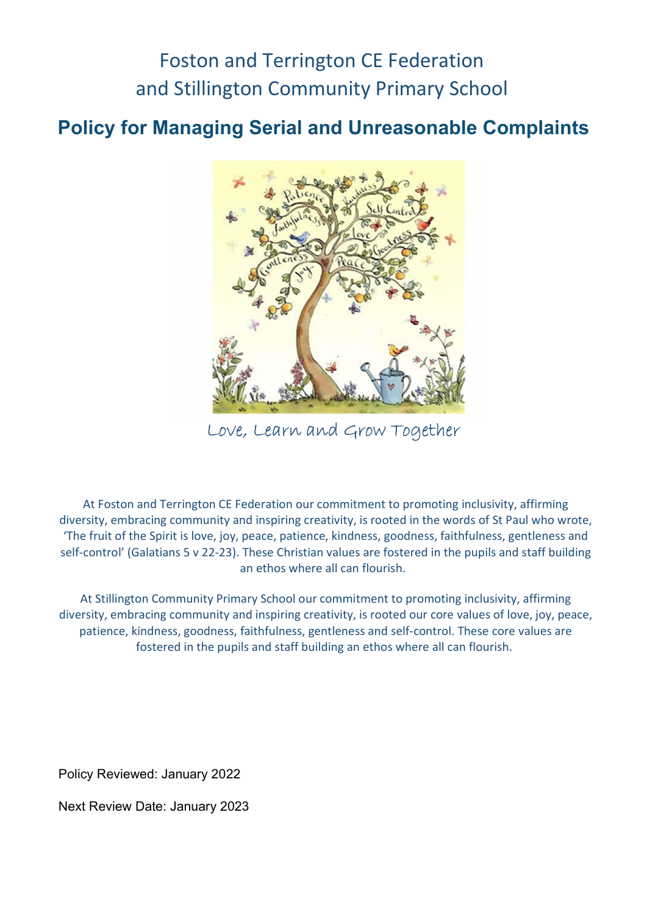# Foston and Terrington CE Federation and Stillington Community Primary School

## Policy for Managing Serial and Unreasonable Complaints

Love, Learn and Grow Together

At Foston and Terrington CE Federation our commitment to promoting inclusivity, affirming diversity, embracing community and inspiring creativity, is rooted in the words of St Paul who wrote, 'The fruit of the Spirit is love, joy, peace, patience, kindness, goodness, faithfulness, gentleness and self-control' (Galatians 5 v 22-23). These Christian values are fostered in the pupils and staff building an ethos where all can flourish.

At Stillington Community Primary School our commitment to promoting inclusivity, affirming diversity, embracing community and inspiring creativity, is rooted our core values of love, joy, peace, patience, kindness, goodness, faithfulness, gentleness and self-control. These core values are fostered in the pupils and staff building an ethos where all can flourish.

Policy Reviewed: January 2022

Next Review Date: January 2023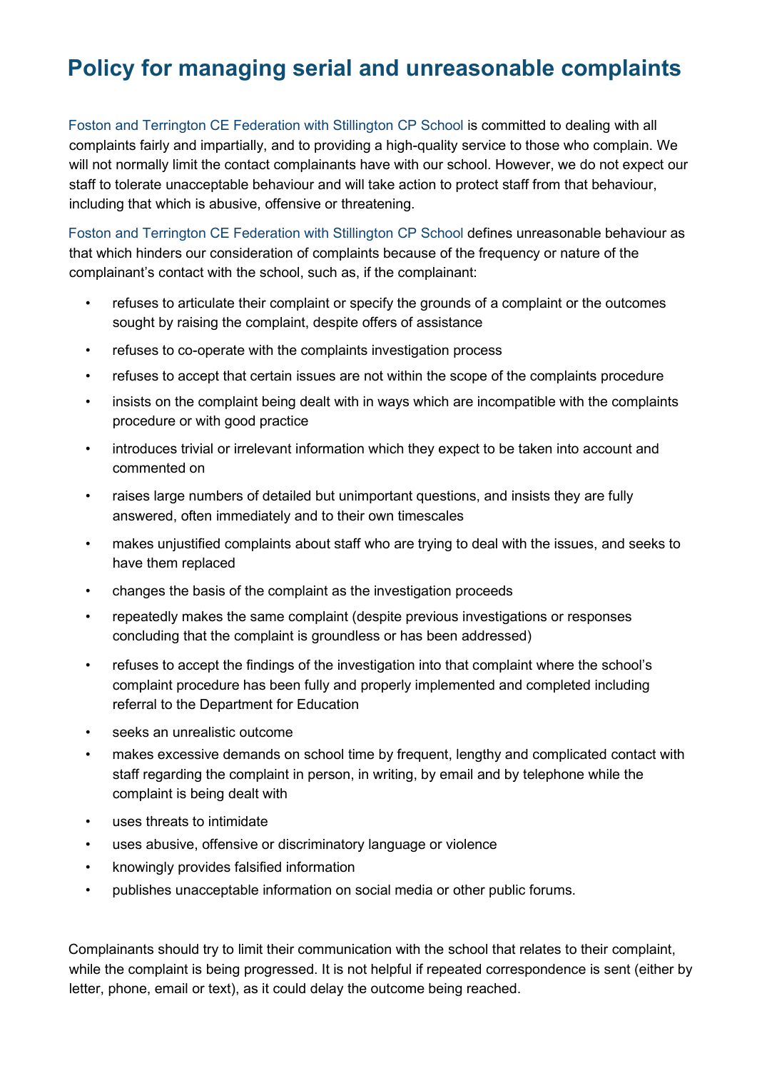# Policy for managing serial and unreasonable complaints

Foston and Terrington CE Federation with Stillington CP School is committed to dealing with all complaints fairly and impartially, and to providing a high-quality service to those who complain. We will not normally limit the contact complainants have with our school. However, we do not expect our staff to tolerate unacceptable behaviour and will take action to protect staff from that behaviour, including that which is abusive, offensive or threatening.

Foston and Terrington CE Federation with Stillington CP School defines unreasonable behaviour as that which hinders our consideration of complaints because of the frequency or nature of the complainant's contact with the school, such as, if the complainant:

- refuses to articulate their complaint or specify the grounds of a complaint or the outcomes sought by raising the complaint, despite offers of assistance
- refuses to co-operate with the complaints investigation process
- refuses to accept that certain issues are not within the scope of the complaints procedure
- insists on the complaint being dealt with in ways which are incompatible with the complaints procedure or with good practice
- introduces trivial or irrelevant information which they expect to be taken into account and commented on
- raises large numbers of detailed but unimportant questions, and insists they are fully answered, often immediately and to their own timescales
- makes unjustified complaints about staff who are trying to deal with the issues, and seeks to have them replaced
- changes the basis of the complaint as the investigation proceeds
- repeatedly makes the same complaint (despite previous investigations or responses concluding that the complaint is groundless or has been addressed)
- refuses to accept the findings of the investigation into that complaint where the school's complaint procedure has been fully and properly implemented and completed including referral to the Department for Education
- seeks an unrealistic outcome
- makes excessive demands on school time by frequent, lengthy and complicated contact with staff regarding the complaint in person, in writing, by email and by telephone while the complaint is being dealt with
- uses threats to intimidate
- uses abusive, offensive or discriminatory language or violence
- knowingly provides falsified information
- publishes unacceptable information on social media or other public forums.

Complainants should try to limit their communication with the school that relates to their complaint, while the complaint is being progressed. It is not helpful if repeated correspondence is sent (either by letter, phone, email or text), as it could delay the outcome being reached.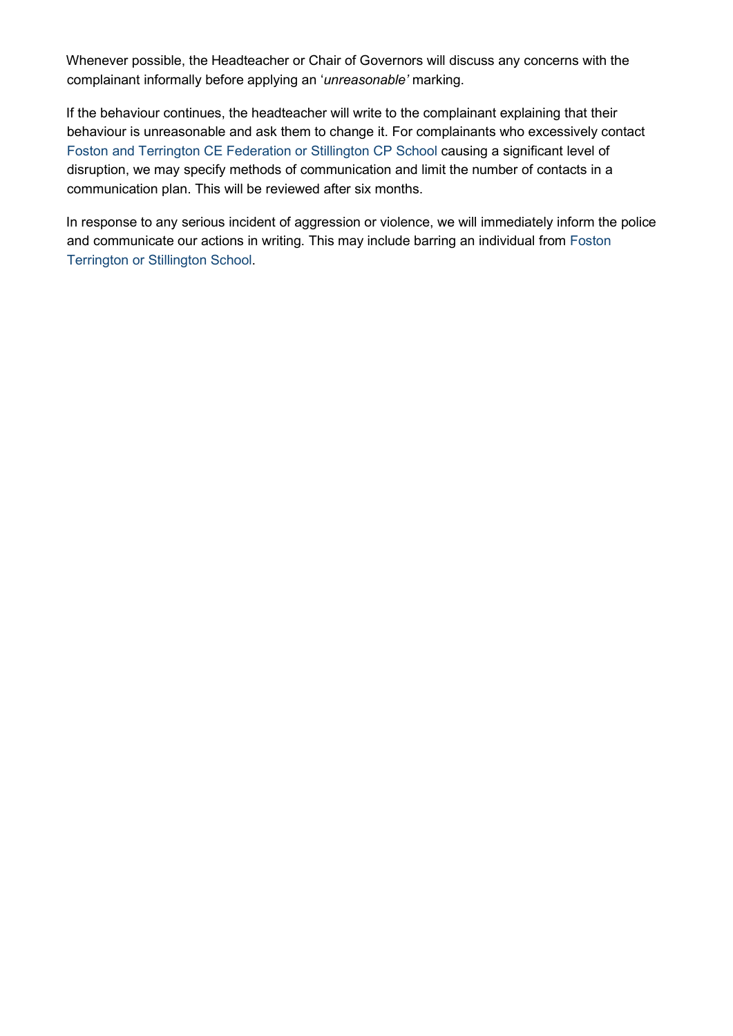Whenever possible, the Headteacher or Chair of Governors will discuss any concerns with the complainant informally before applying an '*unreasonable'* marking.

If the behaviour continues, the headteacher will write to the complainant explaining that their behaviour is unreasonable and ask them to change it. For complainants who excessively contact Foston and Terrington CE Federation or Stillington CP School causing a significant level of disruption, we may specify methods of communication and limit the number of contacts in a communication plan. This will be reviewed after six months.

In response to any serious incident of aggression or violence, we will immediately inform the police and communicate our actions in writing. This may include barring an individual from Foston Terrington or Stillington School.